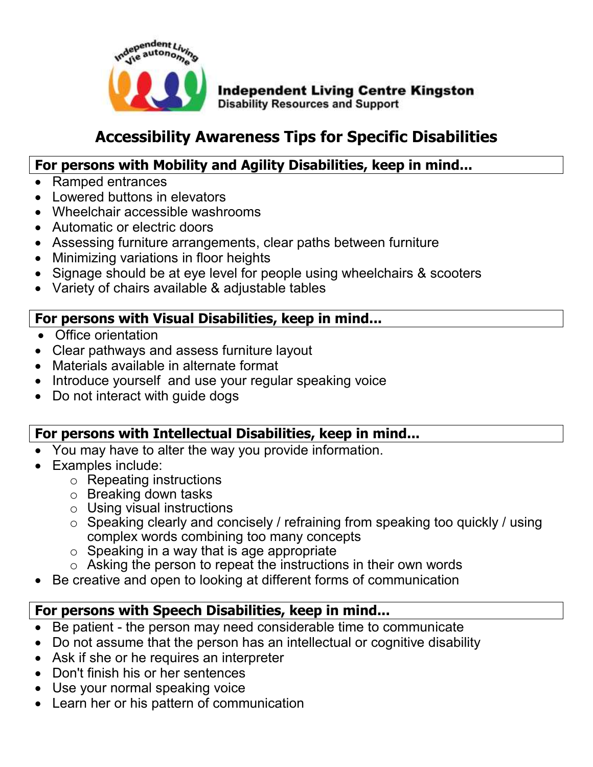**Independent Living Centre Kingston**
Disability Resources and Support

# Accessibility Awareness Tips for Specific Disabilities

## For persons with Mobility and Agility Disabilities, keep in mind…

- Ramped entrances
- Lowered buttons in elevators
- Wheelchair accessible washrooms
- Automatic or electric doors
- Assessing furniture arrangements, clear paths between furniture
- Minimizing variations in floor heights
- Signage should be at eye level for people using wheelchairs & scooters
- Variety of chairs available & adjustable tables

## For persons with Visual Disabilities, keep in mind…

- Office orientation
- Clear pathways and assess furniture layout
- Materials available in alternate format
- Introduce yourself and use your regular speaking voice
- Do not interact with guide dogs

## For persons with Intellectual Disabilities, keep in mind…

- You may have to alter the way you provide information.
- Examples include:
    - Repeating instructions
    - Breaking down tasks
    - Using visual instructions
    - Speaking clearly and concisely / refraining from speaking too quickly / using complex words combining too many concepts
    - Speaking in a way that is age appropriate
    - Asking the person to repeat the instructions in their own words
- Be creative and open to looking at different forms of communication

## For persons with Speech Disabilities, keep in mind…

- Be patient - the person may need considerable time to communicate
- Do not assume that the person has an intellectual or cognitive disability
- Ask if she or he requires an interpreter
- Don't finish his or her sentences
- Use your normal speaking voice
- Learn her or his pattern of communication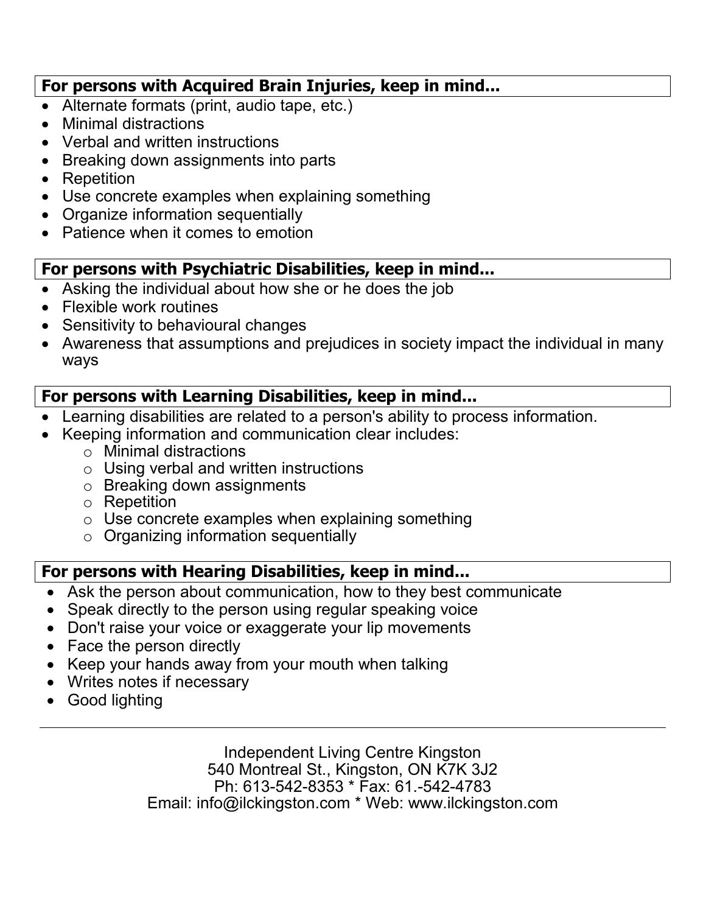**For persons with Acquired Brain Injuries, keep in mind...**

- Alternate formats (print, audio tape, etc.)
- Minimal distractions
- Verbal and written instructions
- Breaking down assignments into parts
- Repetition
- Use concrete examples when explaining something
- Organize information sequentially
- Patience when it comes to emotion

**For persons with Psychiatric Disabilities, keep in mind...**

- Asking the individual about how she or he does the job
- Flexible work routines
- Sensitivity to behavioural changes
- Awareness that assumptions and prejudices in society impact the individual in many ways

**For persons with Learning Disabilities, keep in mind...**

- Learning disabilities are related to a person's ability to process information.
- Keeping information and communication clear includes:
  - Minimal distractions
  - Using verbal and written instructions
  - Breaking down assignments
  - Repetition
  - Use concrete examples when explaining something
  - Organizing information sequentially

**For persons with Hearing Disabilities, keep in mind...**

- Ask the person about communication, how to they best communicate
- Speak directly to the person using regular speaking voice
- Don't raise your voice or exaggerate your lip movements
- Face the person directly
- Keep your hands away from your mouth when talking
- Writes notes if necessary
- Good lighting

---

Independent Living Centre Kingston
540 Montreal St., Kingston, ON K7K 3J2
Ph: 613-542-8353 * Fax: 61.-542-4783
Email: info@ilckingston.com * Web: www.ilckingston.com